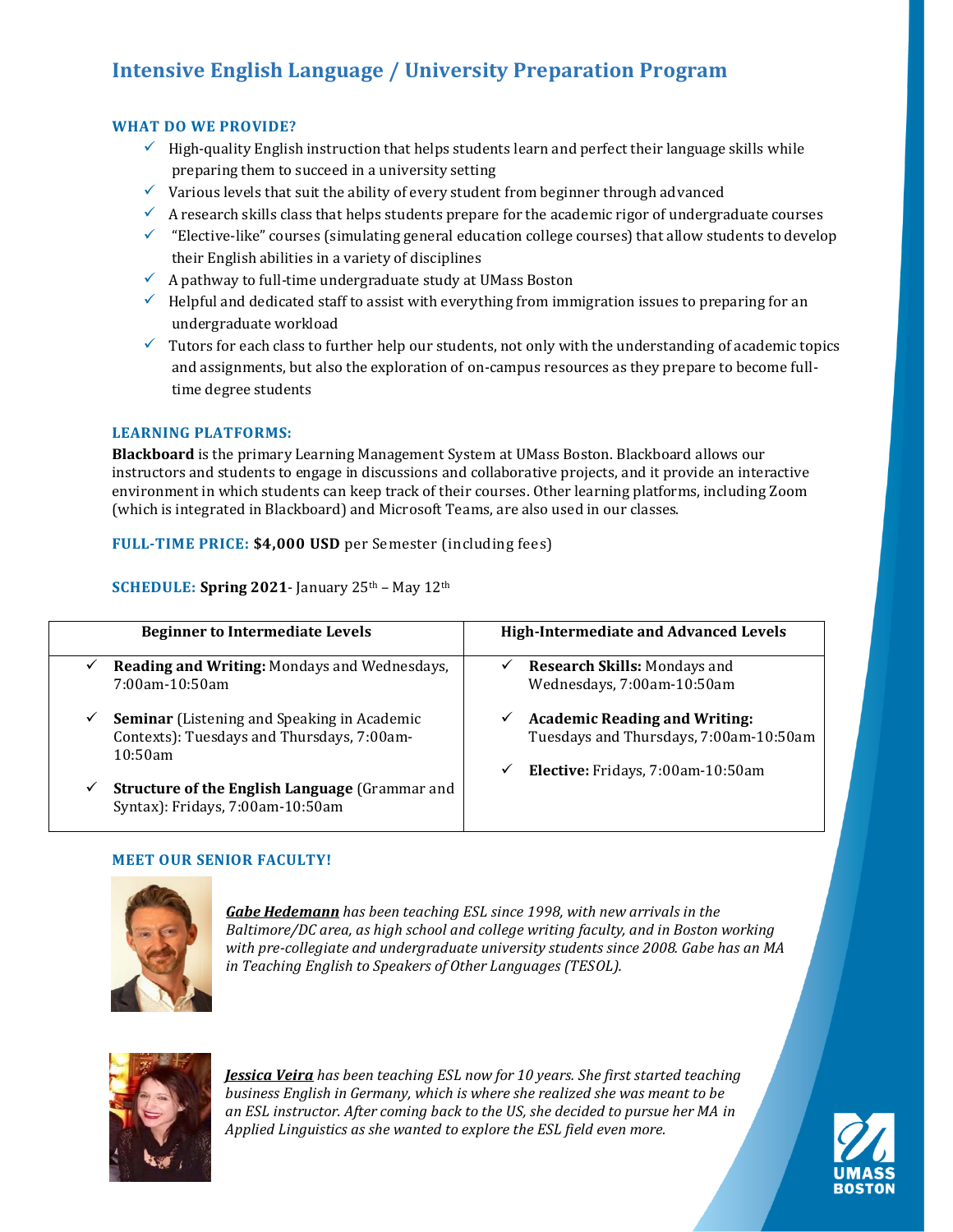# Intensive English Language / University Preparation Program

## WHAT DO WE PROVIDE?

- ✓ High-quality English instruction that helps students learn and perfect their language skills while preparing them to succeed in a university setting
- ✓ Various levels that suit the ability of every student from beginner through advanced
- ✓ A research skills class that helps students prepare for the academic rigor of undergraduate courses
- ✓ "Elective-like" courses (simulating general education college courses) that allow students to develop their English abilities in a variety of disciplines
- ✓ A pathway to full-time undergraduate study at UMass Boston
- ✓ Helpful and dedicated staff to assist with everything from immigration issues to preparing for an undergraduate workload
- ✓ Tutors for each class to further help our students, not only with the understanding of academic topics and assignments, but also the exploration of on-campus resources as they prepare to become full-time degree students

## LEARNING PLATFORMS:

**Blackboard** is the primary Learning Management System at UMass Boston. Blackboard allows our instructors and students to engage in discussions and collaborative projects, and it provide an interactive environment in which students can keep track of their courses. Other learning platforms, including Zoom (which is integrated in Blackboard) and Microsoft Teams, are also used in our classes.

**FULL-TIME PRICE:** **$4,000 USD** per Semester (including fees)

**SCHEDULE:** **Spring 2021**- January 25th – May 12th

| Beginner to Intermediate Levels | High-Intermediate and Advanced Levels |
|---|---|
| ✓ **Reading and Writing:** Mondays and Wednesdays, 7:00am-10:50am<br>✓ **Seminar** (Listening and Speaking in Academic Contexts): Tuesdays and Thursdays, 7:00am-10:50am<br>✓ **Structure of the English Language** (Grammar and Syntax): Fridays, 7:00am-10:50am | ✓ **Research Skills:** Mondays and Wednesdays, 7:00am-10:50am<br>✓ **Academic Reading and Writing:** Tuesdays and Thursdays, 7:00am-10:50am<br>✓ **Elective:** Fridays, 7:00am-10:50am |

## MEET OUR SENIOR FACULTY!

***Gabe Hedemann*** *has been teaching ESL since 1998, with new arrivals in the Baltimore/DC area, as high school and college writing faculty, and in Boston working with pre-collegiate and undergraduate university students since 2008. Gabe has an MA in Teaching English to Speakers of Other Languages (TESOL).*

***Jessica Veira*** *has been teaching ESL now for 10 years. She first started teaching business English in Germany, which is where she realized she was meant to be an ESL instructor. After coming back to the US, she decided to pursue her MA in Applied Linguistics as she wanted to explore the ESL field even more.*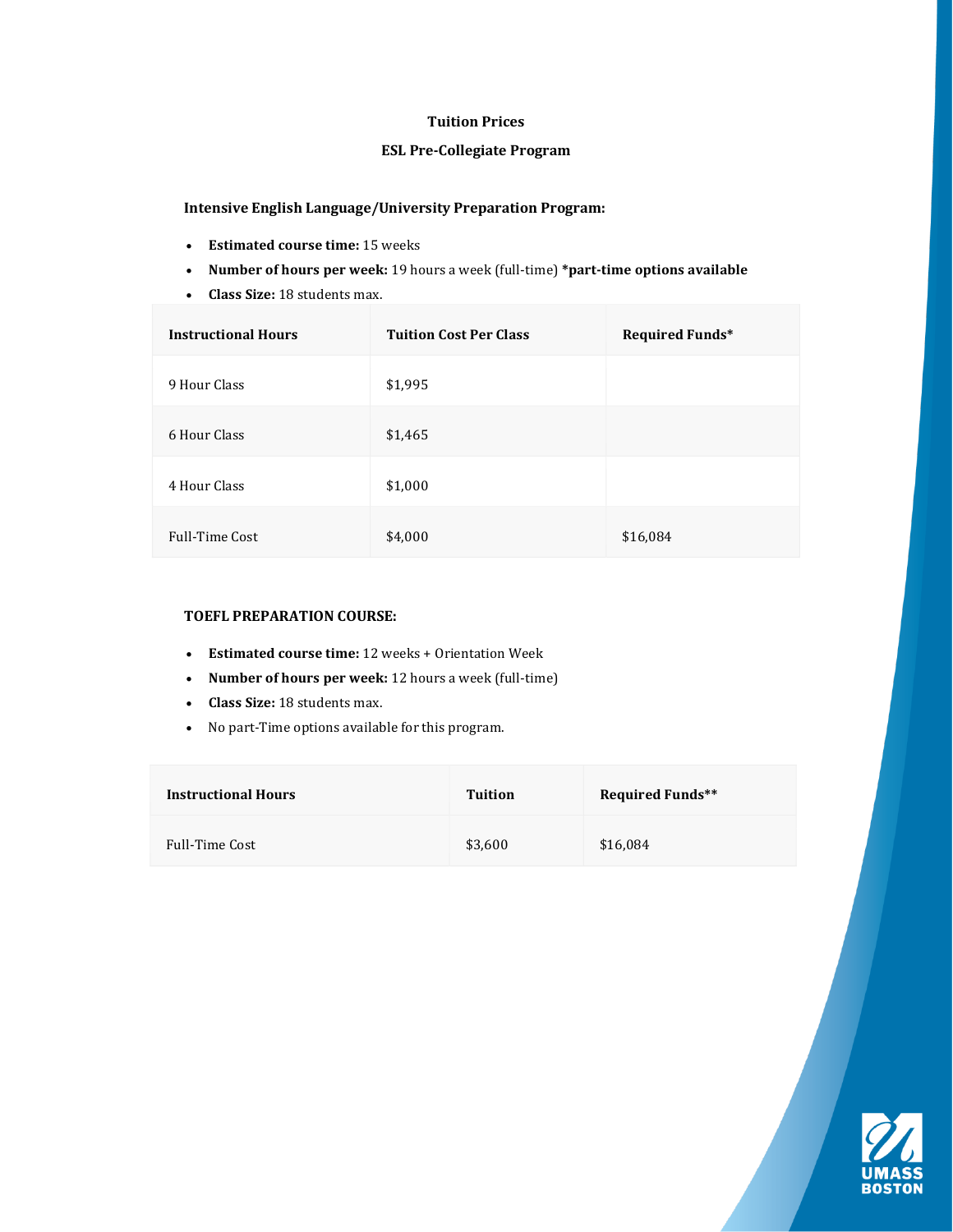**Tuition Prices**

**ESL Pre-Collegiate Program**

**Intensive English Language/University Preparation Program:**

- **Estimated course time:** 15 weeks
- **Number of hours per week:** 19 hours a week (full-time) ***part-time options available**
- **Class Size:** 18 students max.

| **Instructional Hours** | **Tuition Cost Per Class** | **Required Funds*** |
|---|---|---|
| 9 Hour Class | $1,995 | |
| 6 Hour Class | $1,465 | |
| 4 Hour Class | $1,000 | |
| Full-Time Cost | $4,000 | $16,084 |

**TOEFL PREPARATION COURSE:**

- **Estimated course time:** 12 weeks + Orientation Week
- **Number of hours per week:** 12 hours a week (full-time)
- **Class Size:** 18 students max.
- No part-Time options available for this program.

| **Instructional Hours** | **Tuition** | **Required Funds**** |
|---|---|---|
| Full-Time Cost | $3,600 | $16,084 |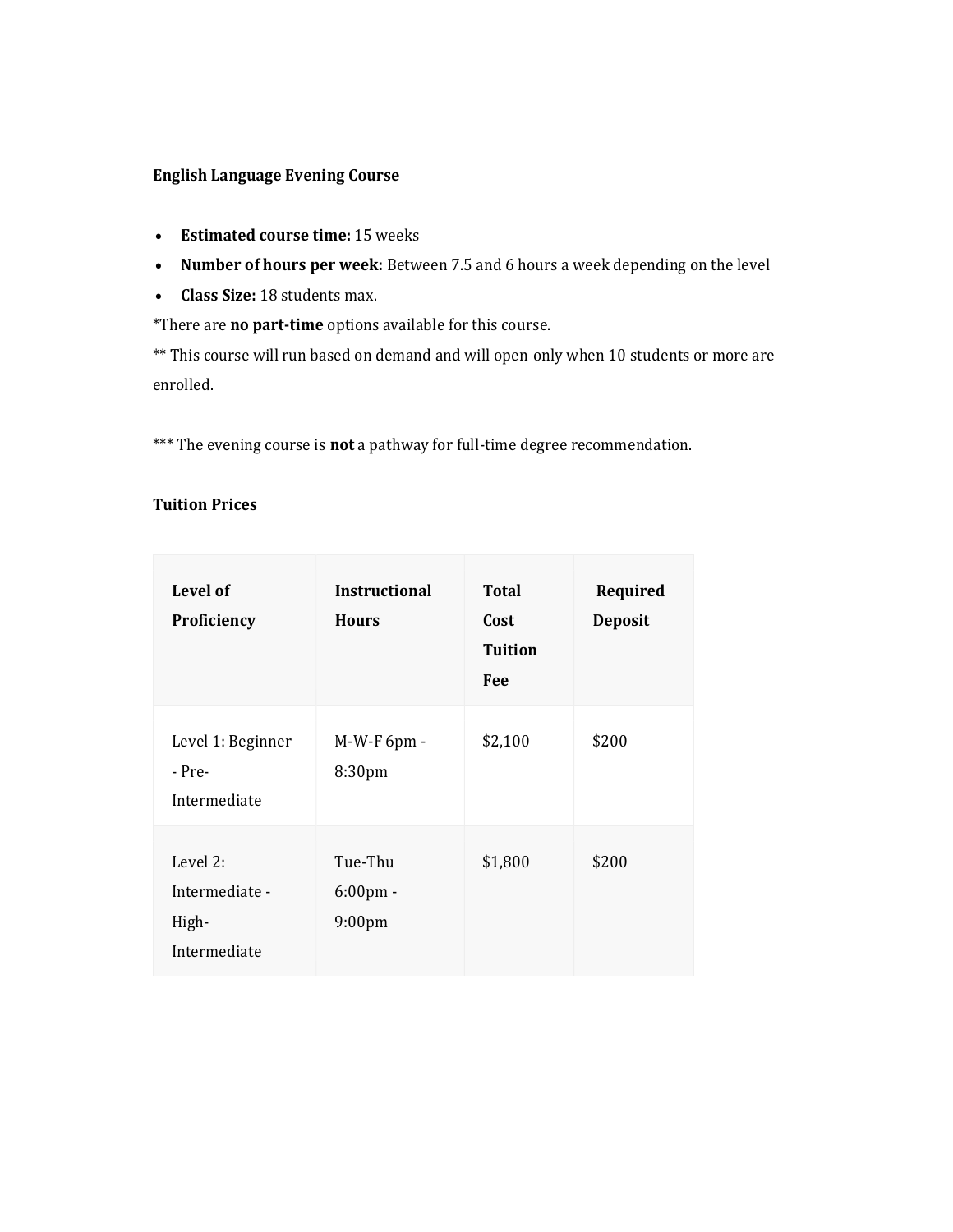**English Language Evening Course**

- **Estimated course time:** 15 weeks
- **Number of hours per week:** Between 7.5 and 6 hours a week depending on the level
- **Class Size:** 18 students max.

*There are **no part-time** options available for this course.

** This course will run based on demand and will open only when 10 students or more are enrolled.

*** The evening course is **not** a pathway for full-time degree recommendation.

**Tuition Prices**

| Level of Proficiency | Instructional Hours | Total Cost Tuition Fee | Required Deposit |
|---|---|---|---|
| Level 1: Beginner - Pre-Intermediate | M-W-F 6pm - 8:30pm | $2,100 | $200 |
| Level 2: Intermediate - High-Intermediate | Tue-Thu 6:00pm - 9:00pm | $1,800 | $200 |